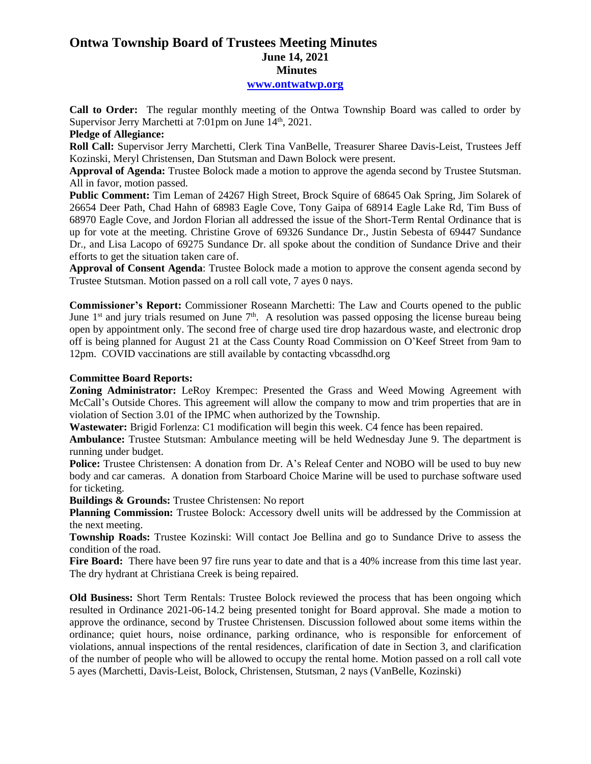# Ontwa Township Board of Trustees Meeting Minutes

**June 14, 2021**

**Minutes**

**www.ontwatwp.org**

**Call to Order:** The regular monthly meeting of the Ontwa Township Board was called to order by Supervisor Jerry Marchetti at 7:01pm on June 14th, 2021.

**Pledge of Allegiance:**

**Roll Call:** Supervisor Jerry Marchetti, Clerk Tina VanBelle, Treasurer Sharee Davis-Leist, Trustees Jeff Kozinski, Meryl Christensen, Dan Stutsman and Dawn Bolock were present.

**Approval of Agenda:** Trustee Bolock made a motion to approve the agenda second by Trustee Stutsman. All in favor, motion passed.

**Public Comment:** Tim Leman of 24267 High Street, Brock Squire of 68645 Oak Spring, Jim Solarek of 26654 Deer Path, Chad Hahn of 68983 Eagle Cove, Tony Gaipa of 68914 Eagle Lake Rd, Tim Buss of 68970 Eagle Cove, and Jordon Florian all addressed the issue of the Short-Term Rental Ordinance that is up for vote at the meeting. Christine Grove of 69326 Sundance Dr., Justin Sebesta of 69447 Sundance Dr., and Lisa Lacopo of 69275 Sundance Dr. all spoke about the condition of Sundance Drive and their efforts to get the situation taken care of.

**Approval of Consent Agenda**: Trustee Bolock made a motion to approve the consent agenda second by Trustee Stutsman. Motion passed on a roll call vote, 7 ayes 0 nays.

**Commissioner's Report:** Commissioner Roseann Marchetti: The Law and Courts opened to the public June 1st and jury trials resumed on June 7th. A resolution was passed opposing the license bureau being open by appointment only. The second free of charge used tire drop hazardous waste, and electronic drop off is being planned for August 21 at the Cass County Road Commission on O'Keef Street from 9am to 12pm. COVID vaccinations are still available by contacting vbcassdhd.org

**Committee Board Reports:**

**Zoning Administrator:** LeRoy Krempec: Presented the Grass and Weed Mowing Agreement with McCall's Outside Chores. This agreement will allow the company to mow and trim properties that are in violation of Section 3.01 of the IPMC when authorized by the Township.

**Wastewater:** Brigid Forlenza: C1 modification will begin this week. C4 fence has been repaired.

**Ambulance:** Trustee Stutsman: Ambulance meeting will be held Wednesday June 9. The department is running under budget.

**Police:** Trustee Christensen: A donation from Dr. A's Releaf Center and NOBO will be used to buy new body and car cameras. A donation from Starboard Choice Marine will be used to purchase software used for ticketing.

**Buildings & Grounds:** Trustee Christensen: No report

**Planning Commission:** Trustee Bolock: Accessory dwell units will be addressed by the Commission at the next meeting.

**Township Roads:** Trustee Kozinski: Will contact Joe Bellina and go to Sundance Drive to assess the condition of the road.

**Fire Board:** There have been 97 fire runs year to date and that is a 40% increase from this time last year. The dry hydrant at Christiana Creek is being repaired.

**Old Business:** Short Term Rentals: Trustee Bolock reviewed the process that has been ongoing which resulted in Ordinance 2021-06-14.2 being presented tonight for Board approval. She made a motion to approve the ordinance, second by Trustee Christensen. Discussion followed about some items within the ordinance; quiet hours, noise ordinance, parking ordinance, who is responsible for enforcement of violations, annual inspections of the rental residences, clarification of date in Section 3, and clarification of the number of people who will be allowed to occupy the rental home. Motion passed on a roll call vote 5 ayes (Marchetti, Davis-Leist, Bolock, Christensen, Stutsman, 2 nays (VanBelle, Kozinski)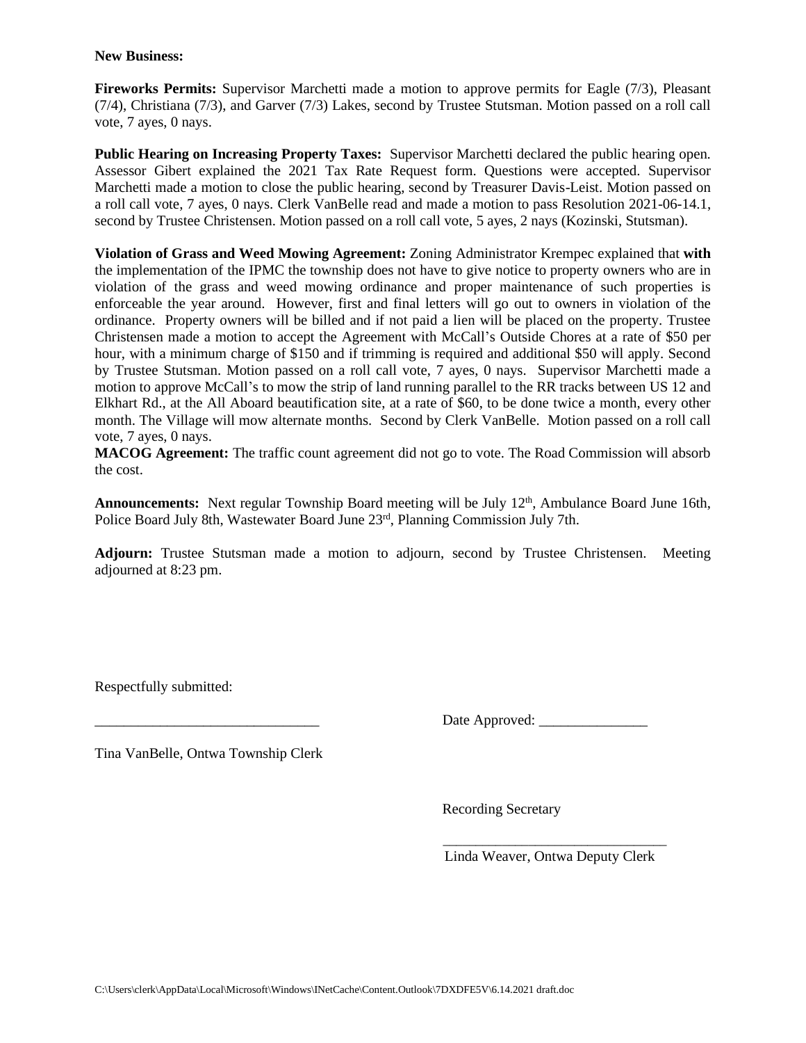**New Business:**

**Fireworks Permits:** Supervisor Marchetti made a motion to approve permits for Eagle (7/3), Pleasant (7/4), Christiana (7/3), and Garver (7/3) Lakes, second by Trustee Stutsman. Motion passed on a roll call vote, 7 ayes, 0 nays.

**Public Hearing on Increasing Property Taxes:** Supervisor Marchetti declared the public hearing open. Assessor Gibert explained the 2021 Tax Rate Request form. Questions were accepted. Supervisor Marchetti made a motion to close the public hearing, second by Treasurer Davis-Leist. Motion passed on a roll call vote, 7 ayes, 0 nays. Clerk VanBelle read and made a motion to pass Resolution 2021-06-14.1, second by Trustee Christensen. Motion passed on a roll call vote, 5 ayes, 2 nays (Kozinski, Stutsman).

**Violation of Grass and Weed Mowing Agreement:** Zoning Administrator Krempec explained that **with** the implementation of the IPMC the township does not have to give notice to property owners who are in violation of the grass and weed mowing ordinance and proper maintenance of such properties is enforceable the year around. However, first and final letters will go out to owners in violation of the ordinance. Property owners will be billed and if not paid a lien will be placed on the property. Trustee Christensen made a motion to accept the Agreement with McCall's Outside Chores at a rate of $50 per hour, with a minimum charge of $150 and if trimming is required and additional $50 will apply. Second by Trustee Stutsman. Motion passed on a roll call vote, 7 ayes, 0 nays. Supervisor Marchetti made a motion to approve McCall's to mow the strip of land running parallel to the RR tracks between US 12 and Elkhart Rd., at the All Aboard beautification site, at a rate of $60, to be done twice a month, every other month. The Village will mow alternate months. Second by Clerk VanBelle. Motion passed on a roll call vote, 7 ayes, 0 nays.

**MACOG Agreement:** The traffic count agreement did not go to vote. The Road Commission will absorb the cost.

**Announcements:** Next regular Township Board meeting will be July 12th, Ambulance Board June 16th, Police Board July 8th, Wastewater Board June 23rd, Planning Commission July 7th.

**Adjourn:** Trustee Stutsman made a motion to adjourn, second by Trustee Christensen. Meeting adjourned at 8:23 pm.

Respectfully submitted:

_______________________________ Date Approved: _______________

Tina VanBelle, Ontwa Township Clerk

Recording Secretary

_______________________________

Linda Weaver, Ontwa Deputy Clerk

C:\Users\clerk\AppData\Local\Microsoft\Windows\INetCache\Content.Outlook\7DXDFE5V\6.14.2021 draft.doc